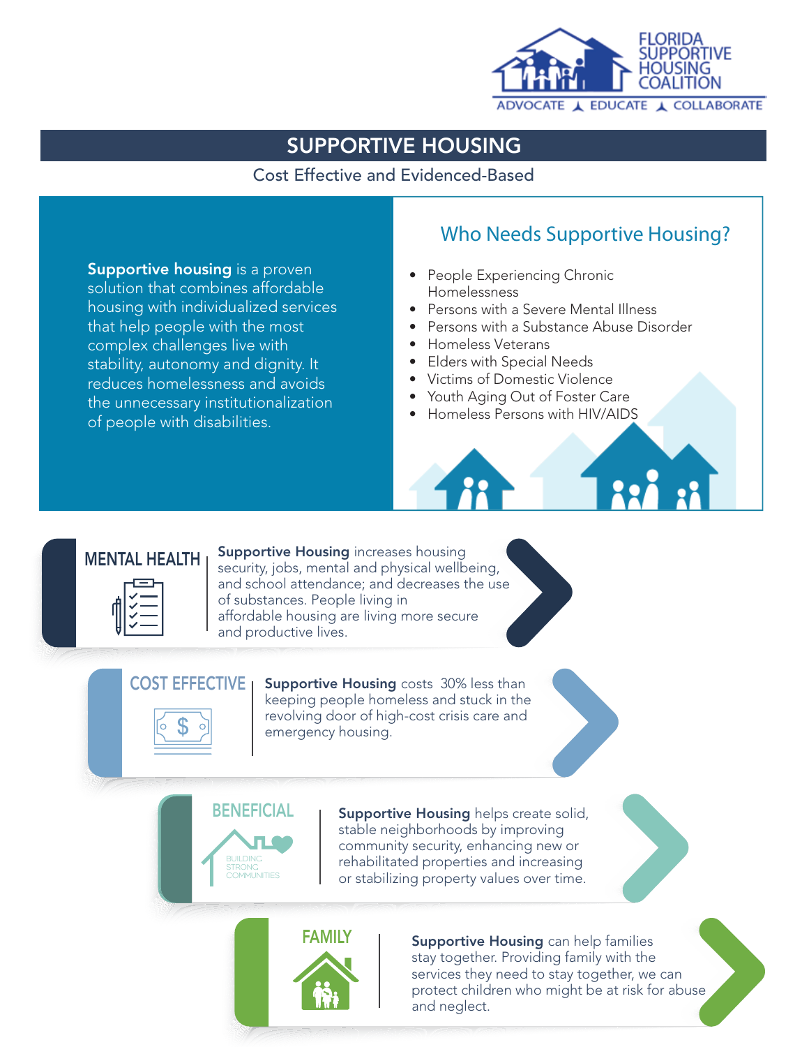FLORIDA SUPPORTIVE HOUSING COALITION

ADVOCATE · EDUCATE · COLLABORATE

# SUPPORTIVE HOUSING

Cost Effective and Evidenced-Based

**Supportive housing** is a proven solution that combines affordable housing with individualized services that help people with the most complex challenges live with stability, autonomy and dignity. It reduces homelessness and avoids the unnecessary institutionalization of people with disabilities.

## Who Needs Supportive Housing?

- People Experiencing Chronic Homelessness
- Persons with a Severe Mental Illness
- Persons with a Substance Abuse Disorder
- Homeless Veterans
- Elders with Special Needs
- Victims of Domestic Violence
- Youth Aging Out of Foster Care
- Homeless Persons with HIV/AIDS

### MENTAL HEALTH

**Supportive Housing** increases housing security, jobs, mental and physical wellbeing, and school attendance; and decreases the use of substances. People living in affordable housing are living more secure and productive lives.

### COST EFFECTIVE

**Supportive Housing** costs 30% less than keeping people homeless and stuck in the revolving door of high-cost crisis care and emergency housing.

### BENEFICIAL

BUILDING STRONG COMMUNITIES

**Supportive Housing** helps create solid, stable neighborhoods by improving community security, enhancing new or rehabilitated properties and increasing or stabilizing property values over time.

### FAMILY

**Supportive Housing** can help families stay together. Providing family with the services they need to stay together, we can protect children who might be at risk for abuse and neglect.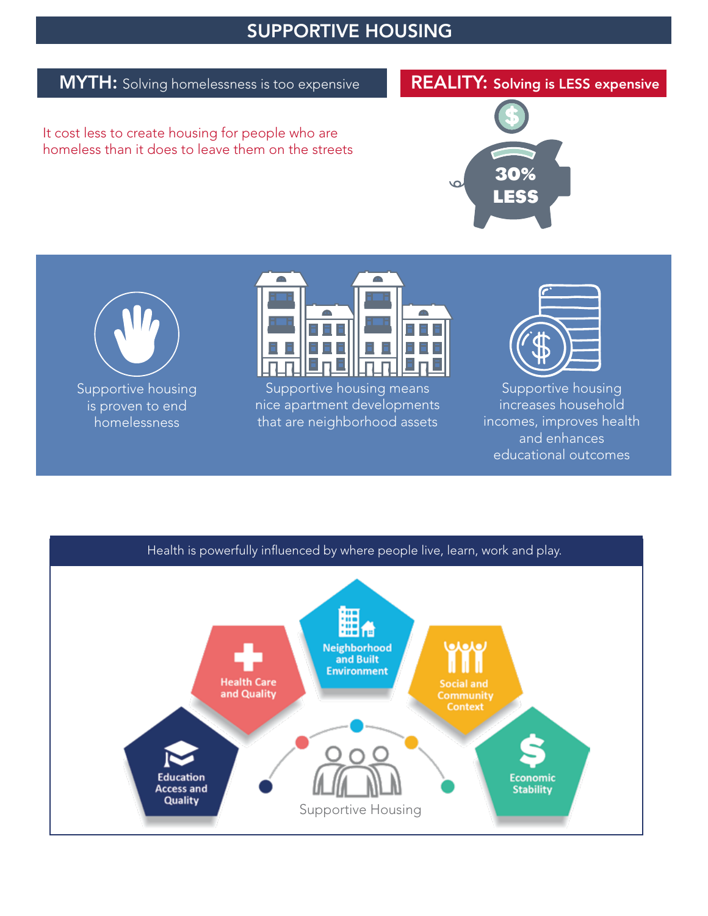# SUPPORTIVE HOUSING

**MYTH:** Solving homelessness is too expensive

It cost less to create housing for people who are homeless than it does to leave them on the streets

**REALITY:** Solving is LESS expensive

30% LESS

Supportive housing is proven to end homelessness

Supportive housing means nice apartment developments that are neighborhood assets

Supportive housing increases household incomes, improves health and enhances educational outcomes

Health is powerfully influenced by where people live, learn, work and play.

- Education Access and Quality
- Health Care and Quality
- Neighborhood and Built Environment
- Social and Community Context
- Economic Stability

Supportive Housing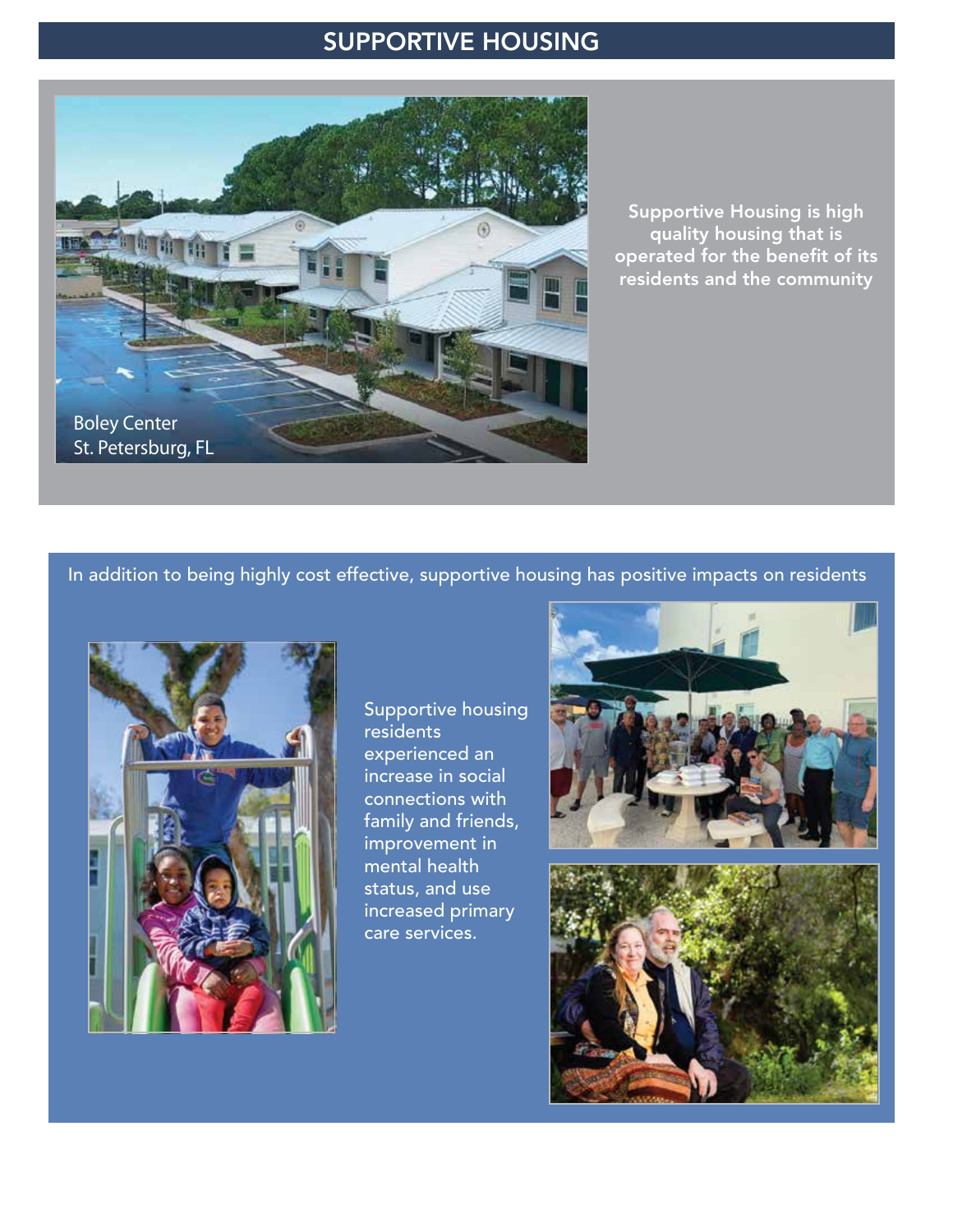# SUPPORTIVE HOUSING

Boley Center
St. Petersburg, FL

**Supportive Housing is high quality housing that is operated for the benefit of its residents and the community**

In addition to being highly cost effective, supportive housing has positive impacts on residents

Supportive housing residents experienced an increase in social connections with family and friends, improvement in mental health status, and use increased primary care services.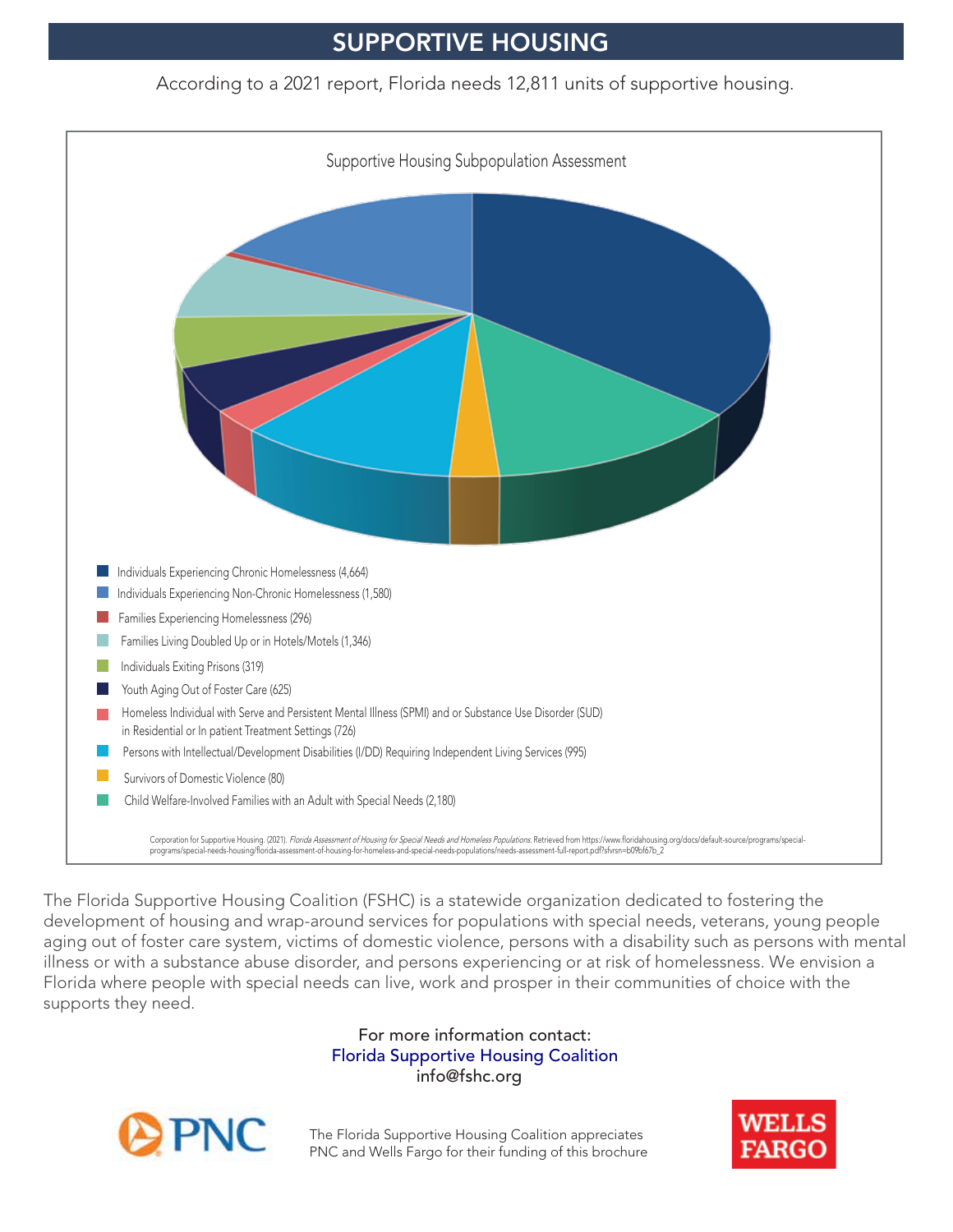# SUPPORTIVE HOUSING

According to a 2021 report, Florida needs 12,811 units of supportive housing.

Supportive Housing Subpopulation Assessment

- Individuals Experiencing Chronic Homelessness (4,664)
- Individuals Experiencing Non-Chronic Homelessness (1,580)
- Families Experiencing Homelessness (296)
- Families Living Doubled Up or in Hotels/Motels (1,346)
- Individuals Exiting Prisons (319)
- Youth Aging Out of Foster Care (625)
- Homeless Individual with Serve and Persistent Mental Illness (SPMI) and or Substance Use Disorder (SUD) in Residential or In patient Treatment Settings (726)
- Persons with Intellectual/Development Disabilities (I/DD) Requiring Independent Living Services (995)
- Survivors of Domestic Violence (80)
- Child Welfare-Involved Families with an Adult with Special Needs (2,180)

Corporation for Supportive Housing. (2021). *Florida Assessment of Housing for Special Needs and Homeless Populations*. Retrieved from https://www.floridahousing.org/docs/default-source/programs/special-programs/special-needs-housing/florida-assessment-of-housing-for-homeless-and-special-needs-populations/needs-assessment-full-report.pdf?sfvrsn=b09bf67b_2

The Florida Supportive Housing Coalition (FSHC) is a statewide organization dedicated to fostering the development of housing and wrap-around services for populations with special needs, veterans, young people aging out of foster care system, victims of domestic violence, persons with a disability such as persons with mental illness or with a substance abuse disorder, and persons experiencing or at risk of homelessness. We envision a Florida where people with special needs can live, work and prosper in their communities of choice with the supports they need.

For more information contact:
Florida Supportive Housing Coalition
info@fshc.org

PNC

The Florida Supportive Housing Coalition appreciates PNC and Wells Fargo for their funding of this brochure

WELLS FARGO